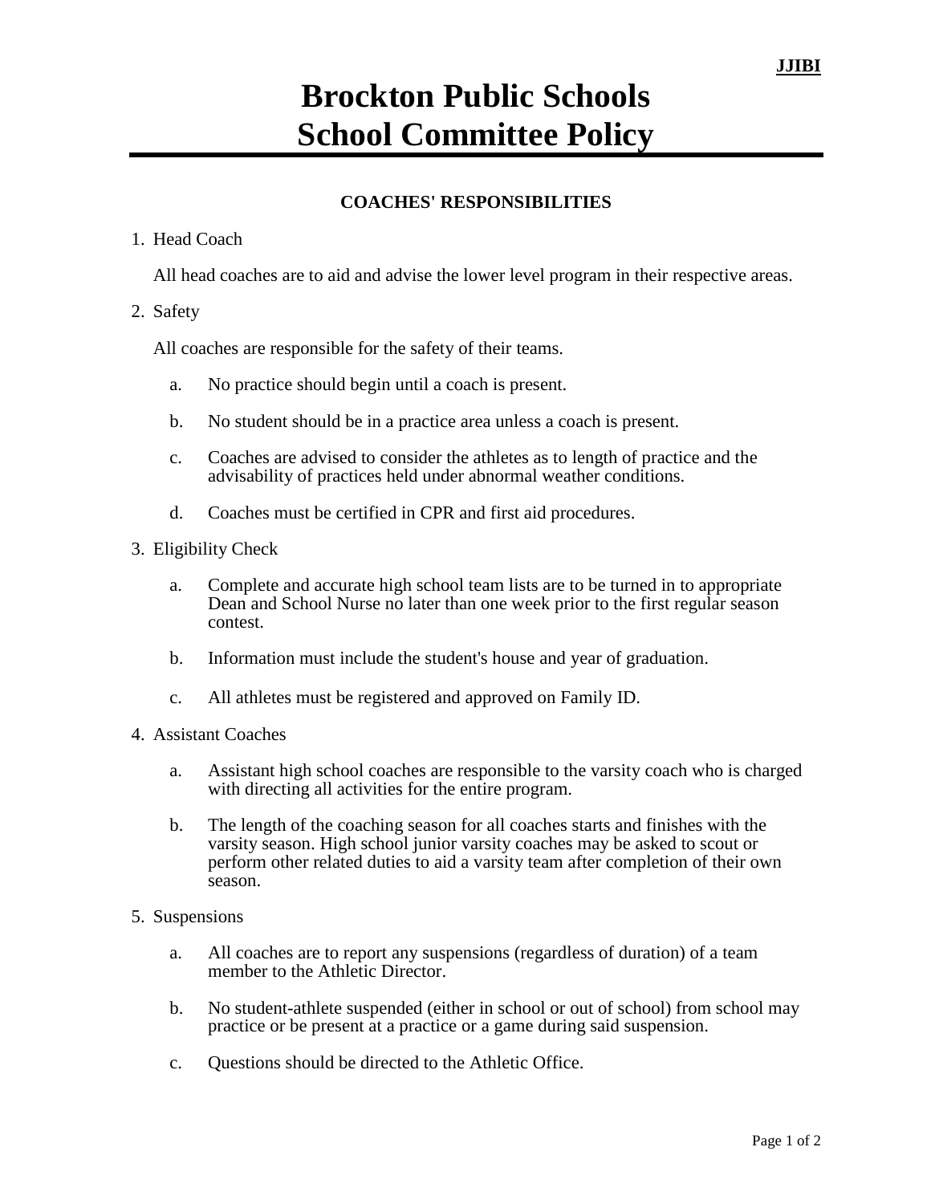JJIBI

# Brockton Public Schools
# School Committee Policy

## COACHES' RESPONSIBILITIES

1. Head Coach

   All head coaches are to aid and advise the lower level program in their respective areas.

2. Safety

   All coaches are responsible for the safety of their teams.

   a. No practice should begin until a coach is present.

   b. No student should be in a practice area unless a coach is present.

   c. Coaches are advised to consider the athletes as to length of practice and the advisability of practices held under abnormal weather conditions.

   d. Coaches must be certified in CPR and first aid procedures.

3. Eligibility Check

   a. Complete and accurate high school team lists are to be turned in to appropriate Dean and School Nurse no later than one week prior to the first regular season contest.

   b. Information must include the student's house and year of graduation.

   c. All athletes must be registered and approved on Family ID.

4. Assistant Coaches

   a. Assistant high school coaches are responsible to the varsity coach who is charged with directing all activities for the entire program.

   b. The length of the coaching season for all coaches starts and finishes with the varsity season. High school junior varsity coaches may be asked to scout or perform other related duties to aid a varsity team after completion of their own season.

5. Suspensions

   a. All coaches are to report any suspensions (regardless of duration) of a team member to the Athletic Director.

   b. No student-athlete suspended (either in school or out of school) from school may practice or be present at a practice or a game during said suspension.

   c. Questions should be directed to the Athletic Office.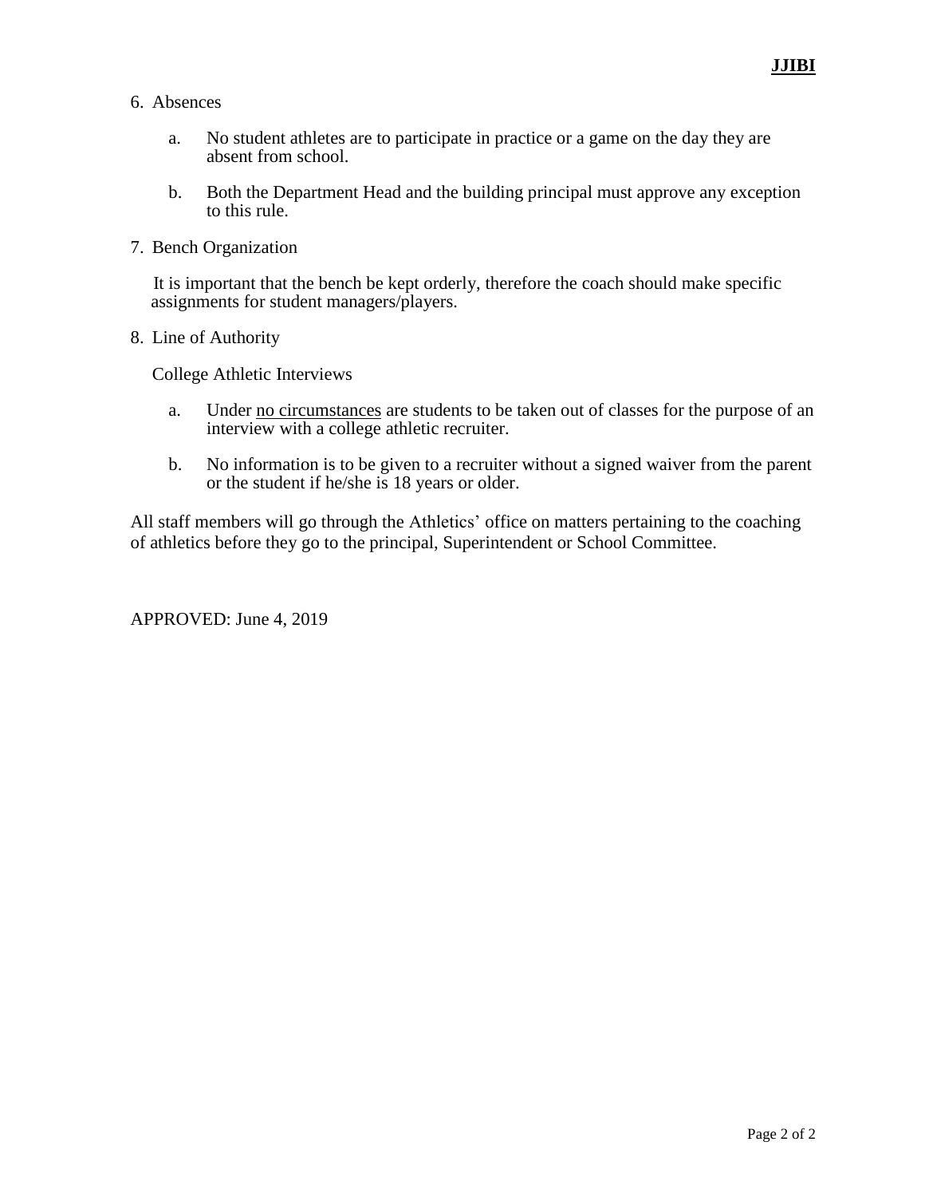6. Absences

    a. No student athletes are to participate in practice or a game on the day they are absent from school.

    b. Both the Department Head and the building principal must approve any exception to this rule.

7. Bench Organization

   It is important that the bench be kept orderly, therefore the coach should make specific assignments for student managers/players.

8. Line of Authority

   College Athletic Interviews

    a. Under no circumstances are students to be taken out of classes for the purpose of an interview with a college athletic recruiter.

    b. No information is to be given to a recruiter without a signed waiver from the parent or the student if he/she is 18 years or older.

All staff members will go through the Athletics' office on matters pertaining to the coaching of athletics before they go to the principal, Superintendent or School Committee.

APPROVED: June 4, 2019